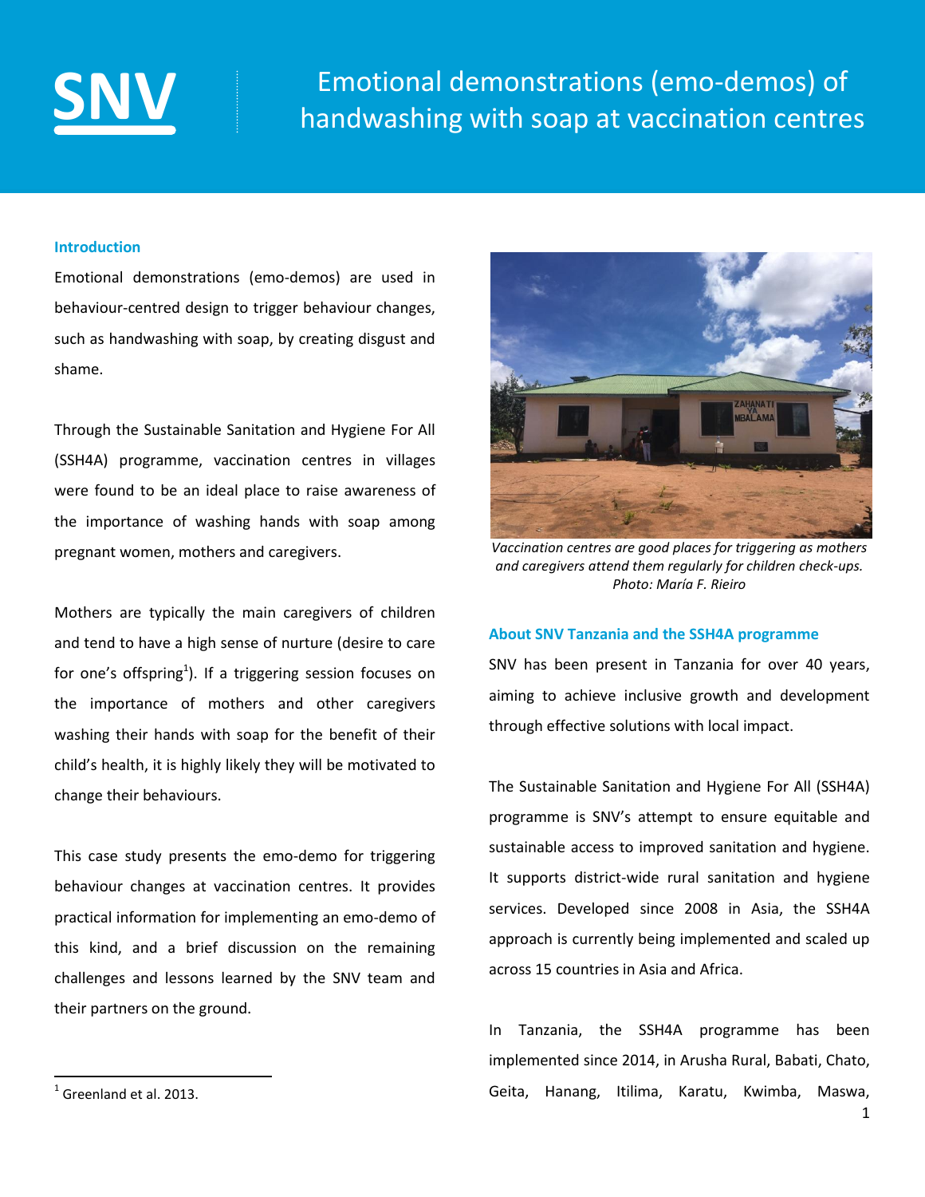# Emotional demonstrations (emo-demos) of handwashing with soap at vaccination centres

## Introduction

Emotional demonstrations (emo-demos) are used in behaviour-centred design to trigger behaviour changes, such as handwashing with soap, by creating disgust and shame.

Through the Sustainable Sanitation and Hygiene For All (SSH4A) programme, vaccination centres in villages were found to be an ideal place to raise awareness of the importance of washing hands with soap among pregnant women, mothers and caregivers.

Mothers are typically the main caregivers of children and tend to have a high sense of nurture (desire to care for one's offspring[1]). If a triggering session focuses on the importance of mothers and other caregivers washing their hands with soap for the benefit of their child's health, it is highly likely they will be motivated to change their behaviours.

This case study presents the emo-demo for triggering behaviour changes at vaccination centres. It provides practical information for implementing an emo-demo of this kind, and a brief discussion on the remaining challenges and lessons learned by the SNV team and their partners on the ground.

*Vaccination centres are good places for triggering as mothers and caregivers attend them regularly for children check-ups. Photo: María F. Rieiro*

## About SNV Tanzania and the SSH4A programme

SNV has been present in Tanzania for over 40 years, aiming to achieve inclusive growth and development through effective solutions with local impact.

The Sustainable Sanitation and Hygiene For All (SSH4A) programme is SNV's attempt to ensure equitable and sustainable access to improved sanitation and hygiene. It supports district-wide rural sanitation and hygiene services. Developed since 2008 in Asia, the SSH4A approach is currently being implemented and scaled up across 15 countries in Asia and Africa.

In Tanzania, the SSH4A programme has been implemented since 2014, in Arusha Rural, Babati, Chato, Geita, Hanang, Itilima, Karatu, Kwimba, Maswa,

[1] Greenland et al. 2013.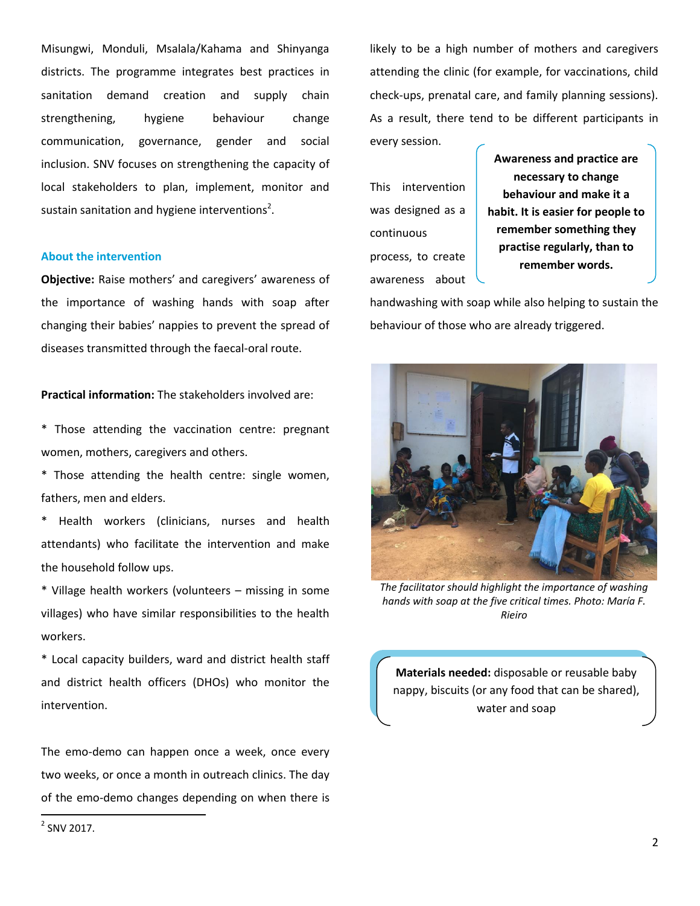Misungwi, Monduli, Msalala/Kahama and Shinyanga districts. The programme integrates best practices in sanitation demand creation and supply chain strengthening, hygiene behaviour change communication, governance, gender and social inclusion. SNV focuses on strengthening the capacity of local stakeholders to plan, implement, monitor and sustain sanitation and hygiene interventions[2].

### About the intervention

**Objective:** Raise mothers' and caregivers' awareness of the importance of washing hands with soap after changing their babies' nappies to prevent the spread of diseases transmitted through the faecal-oral route.

**Practical information:** The stakeholders involved are:

* Those attending the vaccination centre: pregnant women, mothers, caregivers and others.
* Those attending the health centre: single women, fathers, men and elders.
* Health workers (clinicians, nurses and health attendants) who facilitate the intervention and make the household follow ups.
* Village health workers (volunteers – missing in some villages) who have similar responsibilities to the health workers.
* Local capacity builders, ward and district health staff and district health officers (DHOs) who monitor the intervention.

The emo-demo can happen once a week, once every two weeks, or once a month in outreach clinics. The day of the emo-demo changes depending on when there is likely to be a high number of mothers and caregivers attending the clinic (for example, for vaccinations, child check-ups, prenatal care, and family planning sessions). As a result, there tend to be different participants in every session.

**Awareness and practice are necessary to change behaviour and make it a habit. It is easier for people to remember something they practise regularly, than to remember words.**

This intervention was designed as a continuous process, to create awareness about handwashing with soap while also helping to sustain the behaviour of those who are already triggered.

*The facilitator should highlight the importance of washing hands with soap at the five critical times. Photo: María F. Rieiro*

**Materials needed:** disposable or reusable baby nappy, biscuits (or any food that can be shared), water and soap

[2] SNV 2017.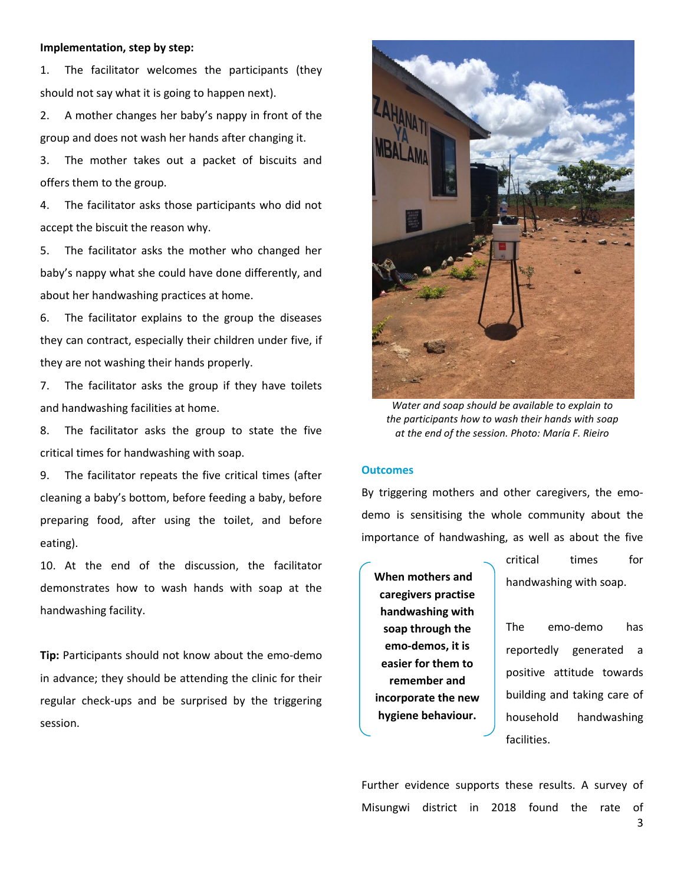**Implementation, step by step:**

1. The facilitator welcomes the participants (they should not say what it is going to happen next).
2. A mother changes her baby's nappy in front of the group and does not wash her hands after changing it.
3. The mother takes out a packet of biscuits and offers them to the group.
4. The facilitator asks those participants who did not accept the biscuit the reason why.
5. The facilitator asks the mother who changed her baby's nappy what she could have done differently, and about her handwashing practices at home.
6. The facilitator explains to the group the diseases they can contract, especially their children under five, if they are not washing their hands properly.
7. The facilitator asks the group if they have toilets and handwashing facilities at home.
8. The facilitator asks the group to state the five critical times for handwashing with soap.
9. The facilitator repeats the five critical times (after cleaning a baby's bottom, before feeding a baby, before preparing food, after using the toilet, and before eating).
10. At the end of the discussion, the facilitator demonstrates how to wash hands with soap at the handwashing facility.

**Tip:** Participants should not know about the emo-demo in advance; they should be attending the clinic for their regular check-ups and be surprised by the triggering session.

*Water and soap should be available to explain to the participants how to wash their hands with soap at the end of the session. Photo: María F. Rieiro*

## Outcomes

By triggering mothers and other caregivers, the emo-demo is sensitising the whole community about the importance of handwashing, as well as about the five critical times for handwashing with soap.

**When mothers and caregivers practise handwashing with soap through the emo-demos, it is easier for them to remember and incorporate the new hygiene behaviour.**

The emo-demo has reportedly generated a positive attitude towards building and taking care of household handwashing facilities.

Further evidence supports these results. A survey of Misungwi district in 2018 found the rate of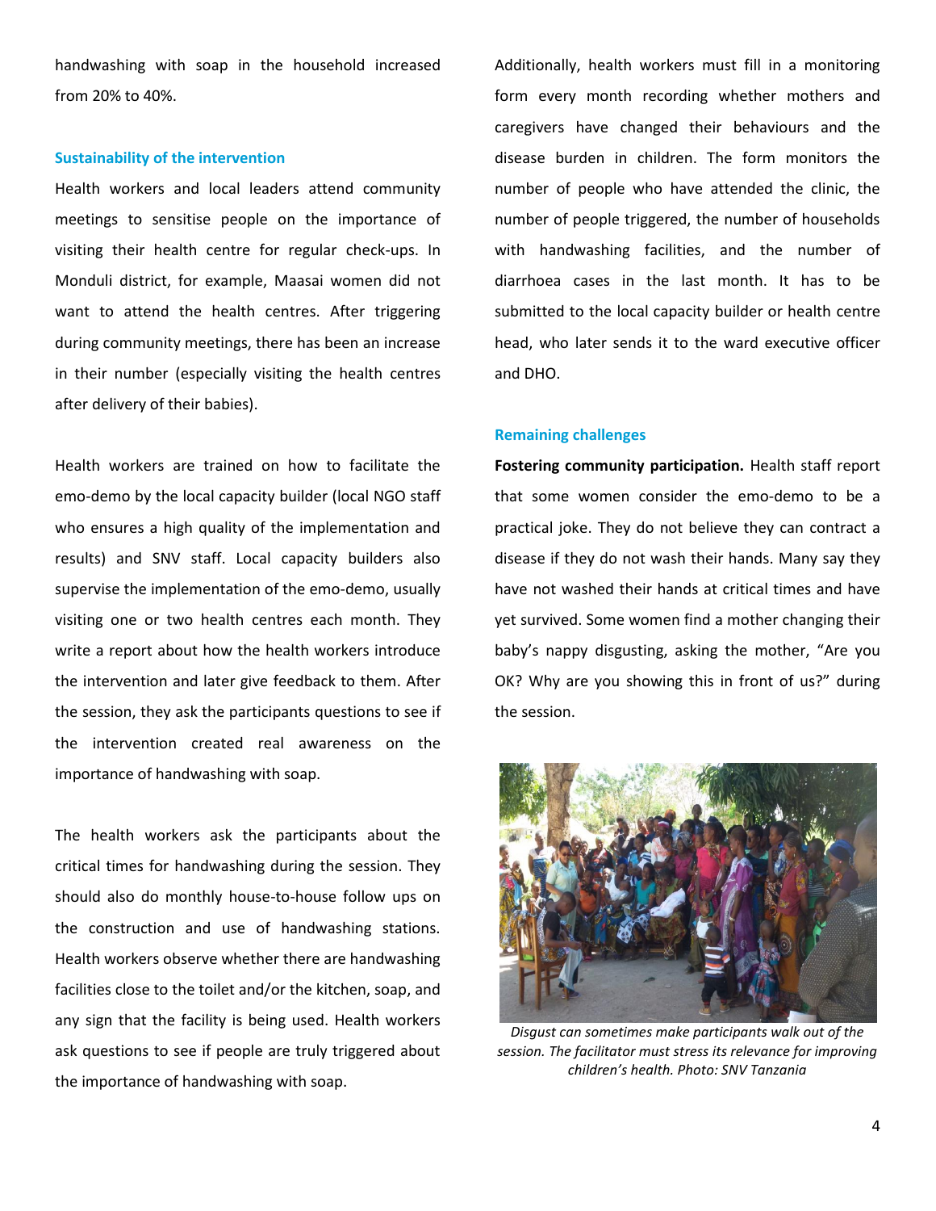handwashing with soap in the household increased from 20% to 40%.

### Sustainability of the intervention

Health workers and local leaders attend community meetings to sensitise people on the importance of visiting their health centre for regular check-ups. In Monduli district, for example, Maasai women did not want to attend the health centres. After triggering during community meetings, there has been an increase in their number (especially visiting the health centres after delivery of their babies).

Health workers are trained on how to facilitate the emo-demo by the local capacity builder (local NGO staff who ensures a high quality of the implementation and results) and SNV staff. Local capacity builders also supervise the implementation of the emo-demo, usually visiting one or two health centres each month. They write a report about how the health workers introduce the intervention and later give feedback to them. After the session, they ask the participants questions to see if the intervention created real awareness on the importance of handwashing with soap.

The health workers ask the participants about the critical times for handwashing during the session. They should also do monthly house-to-house follow ups on the construction and use of handwashing stations. Health workers observe whether there are handwashing facilities close to the toilet and/or the kitchen, soap, and any sign that the facility is being used. Health workers ask questions to see if people are truly triggered about the importance of handwashing with soap.

Additionally, health workers must fill in a monitoring form every month recording whether mothers and caregivers have changed their behaviours and the disease burden in children. The form monitors the number of people who have attended the clinic, the number of people triggered, the number of households with handwashing facilities, and the number of diarrhoea cases in the last month. It has to be submitted to the local capacity builder or health centre head, who later sends it to the ward executive officer and DHO.

### Remaining challenges

**Fostering community participation.** Health staff report that some women consider the emo-demo to be a practical joke. They do not believe they can contract a disease if they do not wash their hands. Many say they have not washed their hands at critical times and have yet survived. Some women find a mother changing their baby's nappy disgusting, asking the mother, "Are you OK? Why are you showing this in front of us?" during the session.

*Disgust can sometimes make participants walk out of the session. The facilitator must stress its relevance for improving children's health. Photo: SNV Tanzania*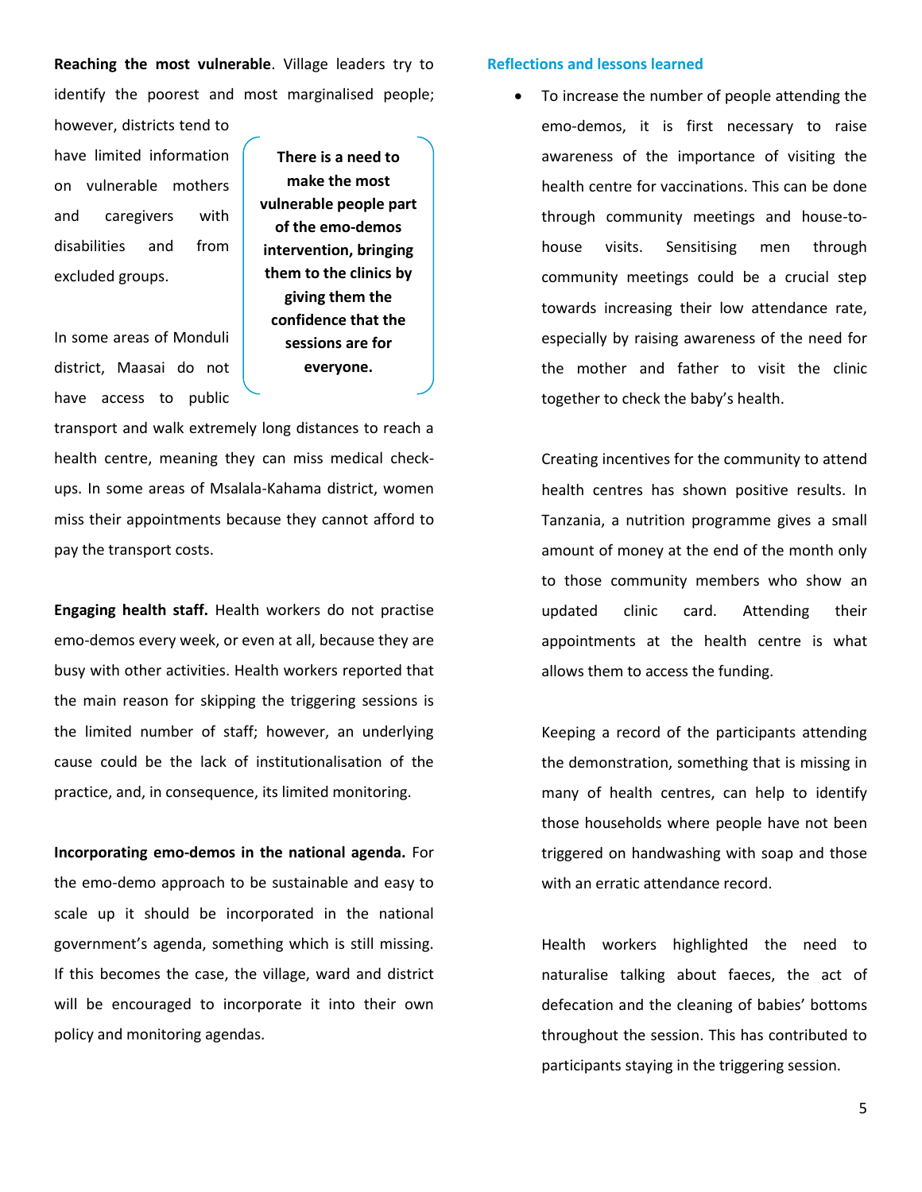**Reaching the most vulnerable**. Village leaders try to identify the poorest and most marginalised people; however, districts tend to have limited information on vulnerable mothers and caregivers with disabilities and from excluded groups.

> **There is a need to make the most vulnerable people part of the emo-demos intervention, bringing them to the clinics by giving them the confidence that the sessions are for everyone.**

In some areas of Monduli district, Maasai do not have access to public transport and walk extremely long distances to reach a health centre, meaning they can miss medical check-ups. In some areas of Msalala-Kahama district, women miss their appointments because they cannot afford to pay the transport costs.

**Engaging health staff.** Health workers do not practise emo-demos every week, or even at all, because they are busy with other activities. Health workers reported that the main reason for skipping the triggering sessions is the limited number of staff; however, an underlying cause could be the lack of institutionalisation of the practice, and, in consequence, its limited monitoring.

**Incorporating emo-demos in the national agenda.** For the emo-demo approach to be sustainable and easy to scale up it should be incorporated in the national government's agenda, something which is still missing. If this becomes the case, the village, ward and district will be encouraged to incorporate it into their own policy and monitoring agendas.

## Reflections and lessons learned

- To increase the number of people attending the emo-demos, it is first necessary to raise awareness of the importance of visiting the health centre for vaccinations. This can be done through community meetings and house-to-house visits. Sensitising men through community meetings could be a crucial step towards increasing their low attendance rate, especially by raising awareness of the need for the mother and father to visit the clinic together to check the baby's health.

  Creating incentives for the community to attend health centres has shown positive results. In Tanzania, a nutrition programme gives a small amount of money at the end of the month only to those community members who show an updated clinic card. Attending their appointments at the health centre is what allows them to access the funding.

  Keeping a record of the participants attending the demonstration, something that is missing in many of health centres, can help to identify those households where people have not been triggered on handwashing with soap and those with an erratic attendance record.

  Health workers highlighted the need to naturalise talking about faeces, the act of defecation and the cleaning of babies' bottoms throughout the session. This has contributed to participants staying in the triggering session.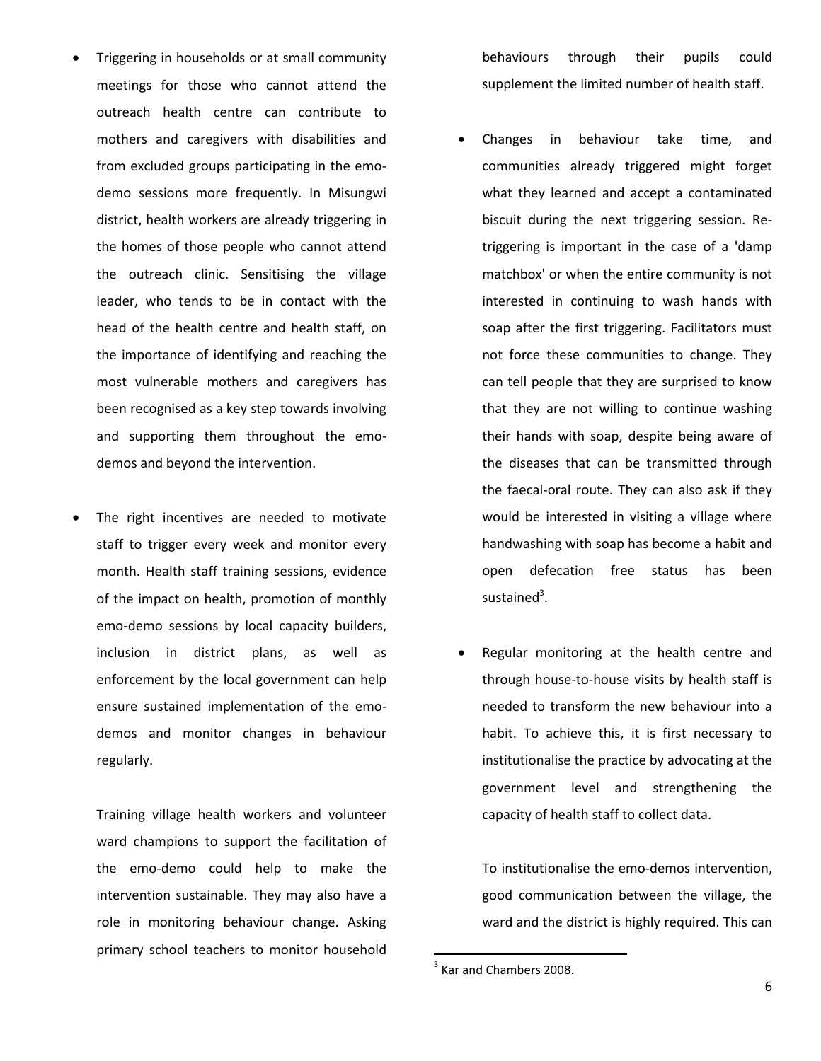- Triggering in households or at small community meetings for those who cannot attend the outreach health centre can contribute to mothers and caregivers with disabilities and from excluded groups participating in the emo-demo sessions more frequently. In Misungwi district, health workers are already triggering in the homes of those people who cannot attend the outreach clinic. Sensitising the village leader, who tends to be in contact with the head of the health centre and health staff, on the importance of identifying and reaching the most vulnerable mothers and caregivers has been recognised as a key step towards involving and supporting them throughout the emo-demos and beyond the intervention.

- The right incentives are needed to motivate staff to trigger every week and monitor every month. Health staff training sessions, evidence of the impact on health, promotion of monthly emo-demo sessions by local capacity builders, inclusion in district plans, as well as enforcement by the local government can help ensure sustained implementation of the emo-demos and monitor changes in behaviour regularly.

  Training village health workers and volunteer ward champions to support the facilitation of the emo-demo could help to make the intervention sustainable. They may also have a role in monitoring behaviour change. Asking primary school teachers to monitor household behaviours through their pupils could supplement the limited number of health staff.

- Changes in behaviour take time, and communities already triggered might forget what they learned and accept a contaminated biscuit during the next triggering session. Re-triggering is important in the case of a 'damp matchbox' or when the entire community is not interested in continuing to wash hands with soap after the first triggering. Facilitators must not force these communities to change. They can tell people that they are surprised to know that they are not willing to continue washing their hands with soap, despite being aware of the diseases that can be transmitted through the faecal-oral route. They can also ask if they would be interested in visiting a village where handwashing with soap has become a habit and open defecation free status has been sustained[3].

- Regular monitoring at the health centre and through house-to-house visits by health staff is needed to transform the new behaviour into a habit. To achieve this, it is first necessary to institutionalise the practice by advocating at the government level and strengthening the capacity of health staff to collect data.

  To institutionalise the emo-demos intervention, good communication between the village, the ward and the district is highly required. This can

[3] Kar and Chambers 2008.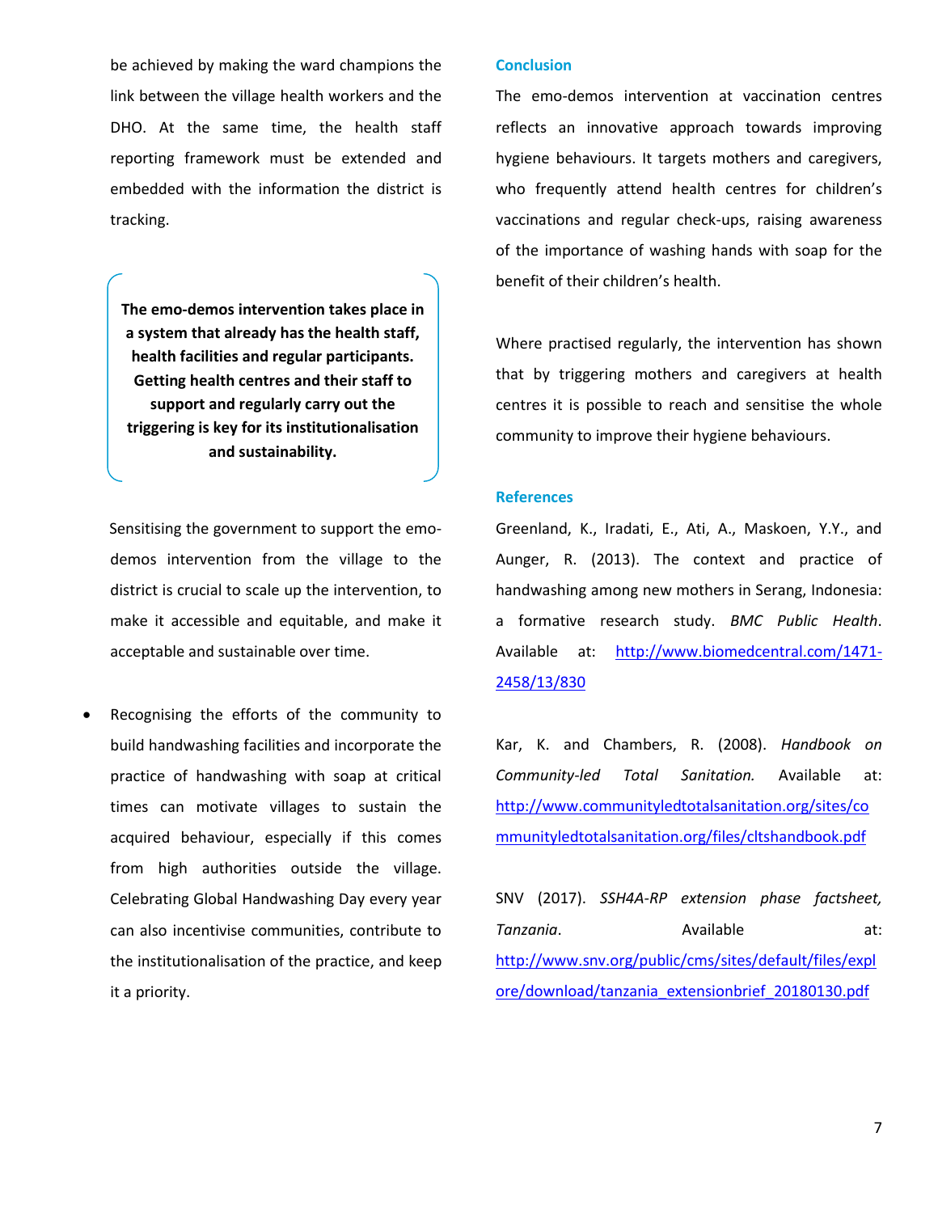be achieved by making the ward champions the link between the village health workers and the DHO. At the same time, the health staff reporting framework must be extended and embedded with the information the district is tracking.

**The emo-demos intervention takes place in a system that already has the health staff, health facilities and regular participants. Getting health centres and their staff to support and regularly carry out the triggering is key for its institutionalisation and sustainability.**

Sensitising the government to support the emo-demos intervention from the village to the district is crucial to scale up the intervention, to make it accessible and equitable, and make it acceptable and sustainable over time.

- Recognising the efforts of the community to build handwashing facilities and incorporate the practice of handwashing with soap at critical times can motivate villages to sustain the acquired behaviour, especially if this comes from high authorities outside the village. Celebrating Global Handwashing Day every year can also incentivise communities, contribute to the institutionalisation of the practice, and keep it a priority.

## Conclusion

The emo-demos intervention at vaccination centres reflects an innovative approach towards improving hygiene behaviours. It targets mothers and caregivers, who frequently attend health centres for children's vaccinations and regular check-ups, raising awareness of the importance of washing hands with soap for the benefit of their children's health.

Where practised regularly, the intervention has shown that by triggering mothers and caregivers at health centres it is possible to reach and sensitise the whole community to improve their hygiene behaviours.

## References

Greenland, K., Iradati, E., Ati, A., Maskoen, Y.Y., and Aunger, R. (2013). The context and practice of handwashing among new mothers in Serang, Indonesia: a formative research study. *BMC Public Health*. Available at: http://www.biomedcentral.com/1471-2458/13/830

Kar, K. and Chambers, R. (2008). *Handbook on Community-led Total Sanitation.* Available at: http://www.communityledtotalsanitation.org/sites/communityledtotalsanitation.org/files/cltshandbook.pdf

SNV (2017). *SSH4A-RP extension phase factsheet, Tanzania*. Available at: http://www.snv.org/public/cms/sites/default/files/explore/download/tanzania_extensionbrief_20180130.pdf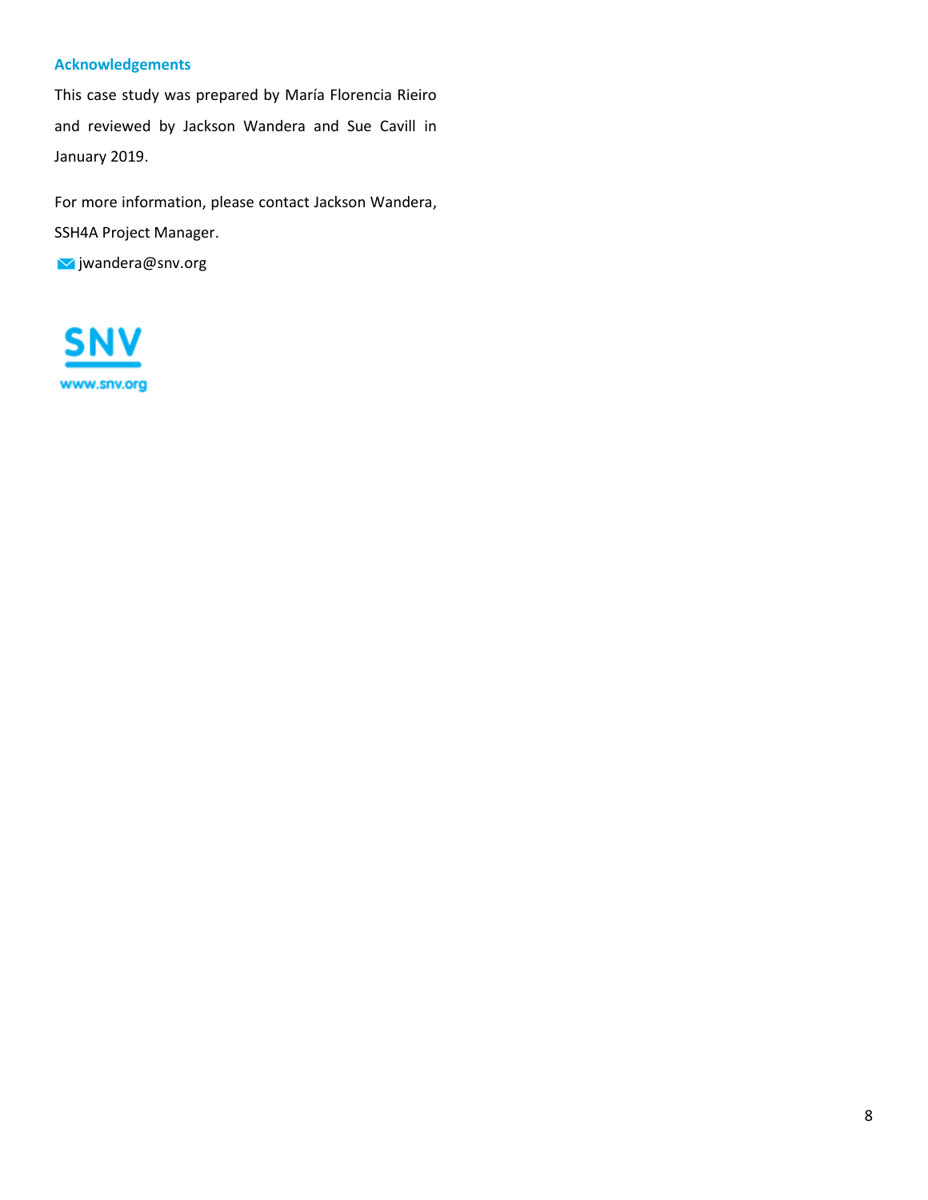### Acknowledgements

This case study was prepared by María Florencia Rieiro and reviewed by Jackson Wandera and Sue Cavill in January 2019.

For more information, please contact Jackson Wandera, SSH4A Project Manager.

jwandera@snv.org

SNV

www.snv.org